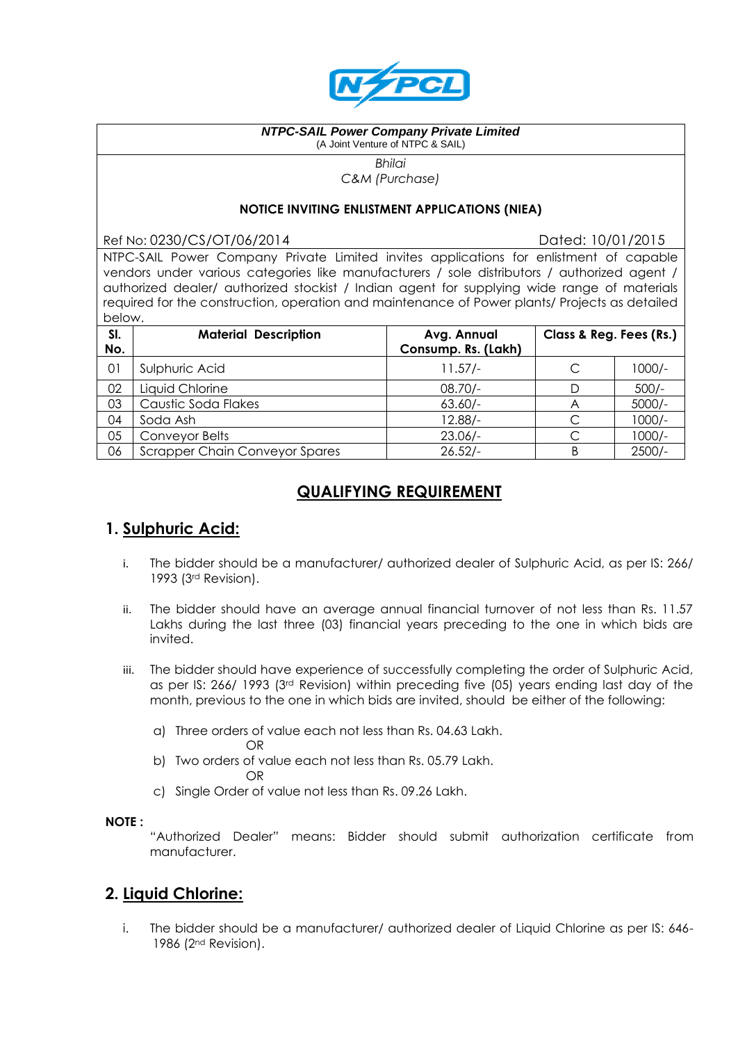**NTPC-SAIL Power Company Private Limited**
(A Joint Venture of NTPC & SAIL)

*Bhilai*
*C&M (Purchase)*

**NOTICE INVITING ENLISTMENT APPLICATIONS (NIEA)**

Ref No: 0230/CS/OT/06/2014 Dated: 10/01/2015

NTPC-SAIL Power Company Private Limited invites applications for enlistment of capable vendors under various categories like manufacturers / sole distributors / authorized agent / authorized dealer/ authorized stockist / Indian agent for supplying wide range of materials required for the construction, operation and maintenance of Power plants/ Projects as detailed below.

| Sl. No. | Material Description | Avg. Annual Consump. Rs. (Lakh) | Class & Reg. Fees (Rs.) | |
|---|---|---|---|---|
| 01 | Sulphuric Acid | 11.57/- | C | 1000/- |
| 02 | Liquid Chlorine | 08.70/- | D | 500/- |
| 03 | Caustic Soda Flakes | 63.60/- | A | 5000/- |
| 04 | Soda Ash | 12.88/- | C | 1000/- |
| 05 | Conveyor Belts | 23.06/- | C | 1000/- |
| 06 | Scrapper Chain Conveyor Spares | 26.52/- | B | 2500/- |

## QUALIFYING REQUIREMENT

### 1. Sulphuric Acid:

i. The bidder should be a manufacturer/ authorized dealer of Sulphuric Acid, as per IS: 266/ 1993 (3rd Revision).

ii. The bidder should have an average annual financial turnover of not less than Rs. 11.57 Lakhs during the last three (03) financial years preceding to the one in which bids are invited.

iii. The bidder should have experience of successfully completing the order of Sulphuric Acid, as per IS: 266/ 1993 (3rd Revision) within preceding five (05) years ending last day of the month, previous to the one in which bids are invited, should be either of the following:

a) Three orders of value each not less than Rs. 04.63 Lakh.
OR
b) Two orders of value each not less than Rs. 05.79 Lakh.
OR
c) Single Order of value not less than Rs. 09.26 Lakh.

**NOTE :**
"Authorized Dealer" means: Bidder should submit authorization certificate from manufacturer.

### 2. Liquid Chlorine:

i. The bidder should be a manufacturer/ authorized dealer of Liquid Chlorine as per IS: 646-1986 (2nd Revision).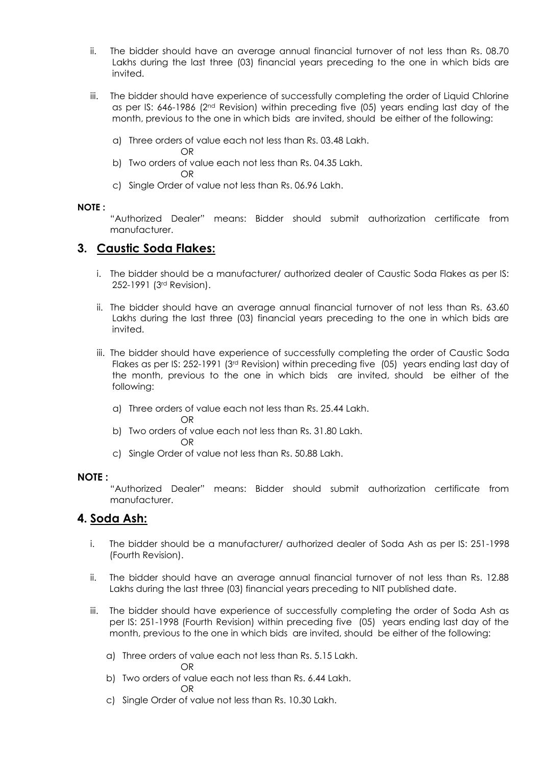ii. The bidder should have an average annual financial turnover of not less than Rs. 08.70 Lakhs during the last three (03) financial years preceding to the one in which bids are invited.

iii. The bidder should have experience of successfully completing the order of Liquid Chlorine as per IS: 646-1986 (2nd Revision) within preceding five (05) years ending last day of the month, previous to the one in which bids are invited, should be either of the following:

a) Three orders of value each not less than Rs. 03.48 Lakh.

OR

b) Two orders of value each not less than Rs. 04.35 Lakh.

OR

c) Single Order of value not less than Rs. 06.96 Lakh.

**NOTE :**

"Authorized Dealer" means: Bidder should submit authorization certificate from manufacturer.

## 3. Caustic Soda Flakes:

i. The bidder should be a manufacturer/ authorized dealer of Caustic Soda Flakes as per IS: 252-1991 (3rd Revision).

ii. The bidder should have an average annual financial turnover of not less than Rs. 63.60 Lakhs during the last three (03) financial years preceding to the one in which bids are invited.

iii. The bidder should have experience of successfully completing the order of Caustic Soda Flakes as per IS: 252-1991 (3rd Revision) within preceding five (05) years ending last day of the month, previous to the one in which bids are invited, should be either of the following:

a) Three orders of value each not less than Rs. 25.44 Lakh.

OR

b) Two orders of value each not less than Rs. 31.80 Lakh.

OR

c) Single Order of value not less than Rs. 50.88 Lakh.

**NOTE :**

"Authorized Dealer" means: Bidder should submit authorization certificate from manufacturer.

## 4. Soda Ash:

i. The bidder should be a manufacturer/ authorized dealer of Soda Ash as per IS: 251-1998 (Fourth Revision).

ii. The bidder should have an average annual financial turnover of not less than Rs. 12.88 Lakhs during the last three (03) financial years preceding to NIT published date.

iii. The bidder should have experience of successfully completing the order of Soda Ash as per IS: 251-1998 (Fourth Revision) within preceding five (05) years ending last day of the month, previous to the one in which bids are invited, should be either of the following:

a) Three orders of value each not less than Rs. 5.15 Lakh.

OR

b) Two orders of value each not less than Rs. 6.44 Lakh.

OR

c) Single Order of value not less than Rs. 10.30 Lakh.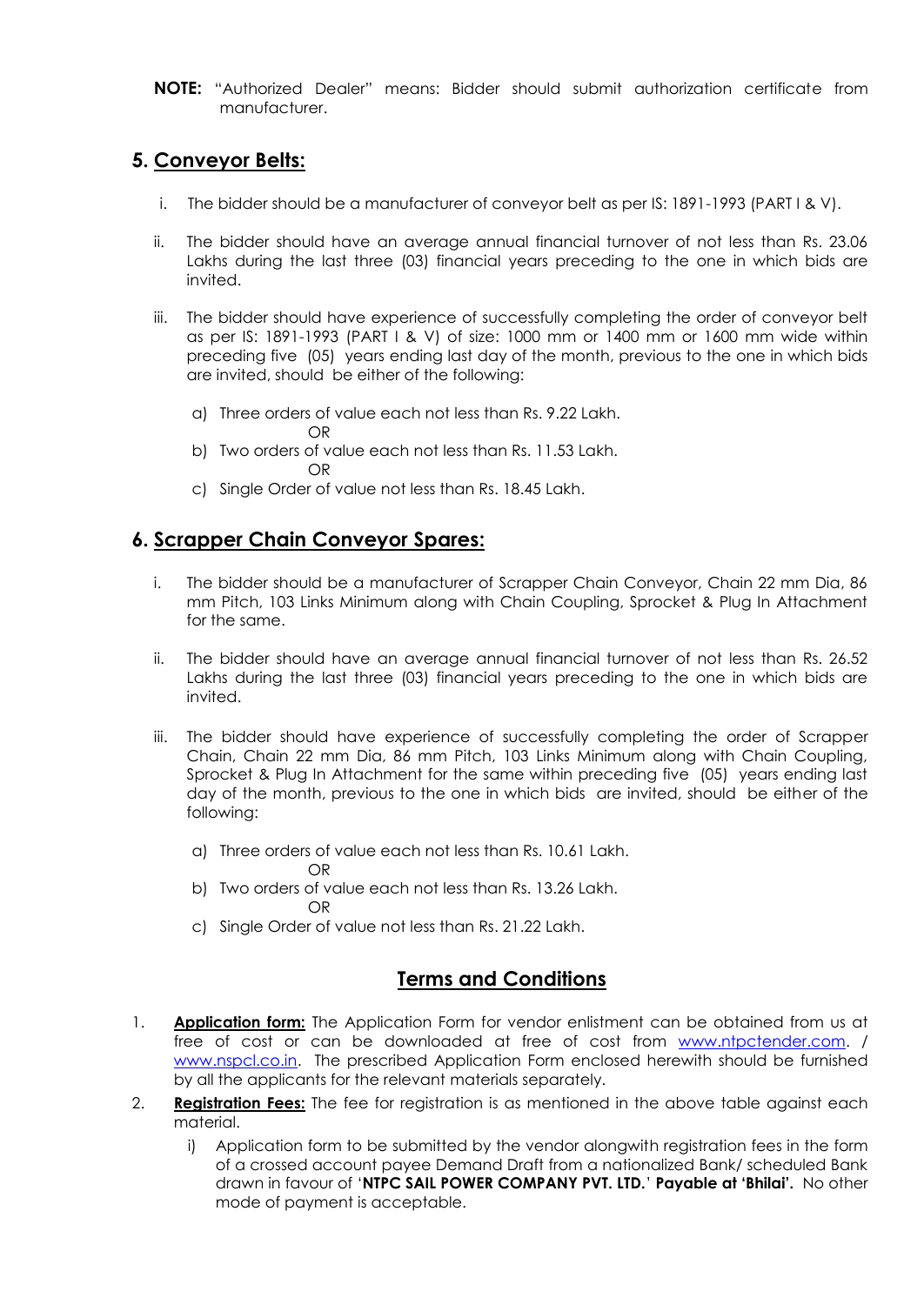**NOTE:** "Authorized Dealer" means: Bidder should submit authorization certificate from manufacturer.

## 5. Conveyor Belts:

i. The bidder should be a manufacturer of conveyor belt as per IS: 1891-1993 (PART I & V).

ii. The bidder should have an average annual financial turnover of not less than Rs. 23.06 Lakhs during the last three (03) financial years preceding to the one in which bids are invited.

iii. The bidder should have experience of successfully completing the order of conveyor belt as per IS: 1891-1993 (PART I & V) of size: 1000 mm or 1400 mm or 1600 mm wide within preceding five (05) years ending last day of the month, previous to the one in which bids are invited, should be either of the following:

   a) Three orders of value each not less than Rs. 9.22 Lakh.
      OR
   b) Two orders of value each not less than Rs. 11.53 Lakh.
      OR
   c) Single Order of value not less than Rs. 18.45 Lakh.

## 6. Scrapper Chain Conveyor Spares:

i. The bidder should be a manufacturer of Scrapper Chain Conveyor, Chain 22 mm Dia, 86 mm Pitch, 103 Links Minimum along with Chain Coupling, Sprocket & Plug In Attachment for the same.

ii. The bidder should have an average annual financial turnover of not less than Rs. 26.52 Lakhs during the last three (03) financial years preceding to the one in which bids are invited.

iii. The bidder should have experience of successfully completing the order of Scrapper Chain, Chain 22 mm Dia, 86 mm Pitch, 103 Links Minimum along with Chain Coupling, Sprocket & Plug In Attachment for the same within preceding five (05) years ending last day of the month, previous to the one in which bids are invited, should be either of the following:

   a) Three orders of value each not less than Rs. 10.61 Lakh.
      OR
   b) Two orders of value each not less than Rs. 13.26 Lakh.
      OR
   c) Single Order of value not less than Rs. 21.22 Lakh.

## Terms and Conditions

1. **Application form:** The Application Form for vendor enlistment can be obtained from us at free of cost or can be downloaded at free of cost from www.ntpctender.com. / www.nspcl.co.in. The prescribed Application Form enclosed herewith should be furnished by all the applicants for the relevant materials separately.

2. **Registration Fees:** The fee for registration is as mentioned in the above table against each material.

   i) Application form to be submitted by the vendor alongwith registration fees in the form of a crossed account payee Demand Draft from a nationalized Bank/ scheduled Bank drawn in favour of '**NTPC SAIL POWER COMPANY PVT. LTD.**' **Payable at 'Bhilai'.** No other mode of payment is acceptable.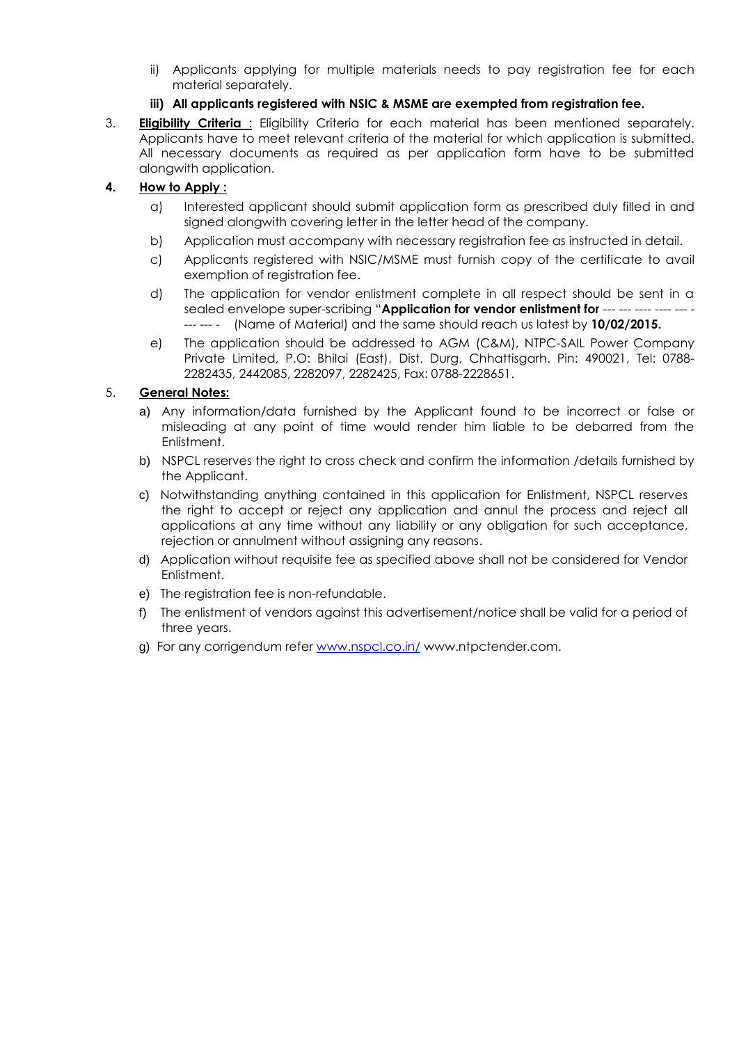ii) Applicants applying for multiple materials needs to pay registration fee for each material separately.

**iii) All applicants registered with NSIC & MSME are exempted from registration fee.**

3. **Eligibility Criteria** : Eligibility Criteria for each material has been mentioned separately. Applicants have to meet relevant criteria of the material for which application is submitted. All necessary documents as required as per application form have to be submitted alongwith application.

4. **How to Apply :**

   a) Interested applicant should submit application form as prescribed duly filled in and signed alongwith covering letter in the letter head of the company.

   b) Application must accompany with necessary registration fee as instructed in detail.

   c) Applicants registered with NSIC/MSME must furnish copy of the certificate to avail exemption of registration fee.

   d) The application for vendor enlistment complete in all respect should be sent in a sealed envelope super-scribing "**Application for vendor enlistment for** --- --- ---- ---- --- - --- --- - (Name of Material) and the same should reach us latest by **10/02/2015.**

   e) The application should be addressed to AGM (C&M), NTPC-SAIL Power Company Private Limited, P.O: Bhilai (East), Dist. Durg, Chhattisgarh. Pin: 490021, Tel: 0788-2282435, 2442085, 2282097, 2282425, Fax: 0788-2228651.

5. **General Notes:**

   a) Any information/data furnished by the Applicant found to be incorrect or false or misleading at any point of time would render him liable to be debarred from the Enlistment.

   b) NSPCL reserves the right to cross check and confirm the information /details furnished by the Applicant.

   c) Notwithstanding anything contained in this application for Enlistment, NSPCL reserves the right to accept or reject any application and annul the process and reject all applications at any time without any liability or any obligation for such acceptance, rejection or annulment without assigning any reasons.

   d) Application without requisite fee as specified above shall not be considered for Vendor Enlistment.

   e) The registration fee is non-refundable.

   f) The enlistment of vendors against this advertisement/notice shall be valid for a period of three years.

   g) For any corrigendum refer www.nspcl.co.in/ www.ntpctender.com.